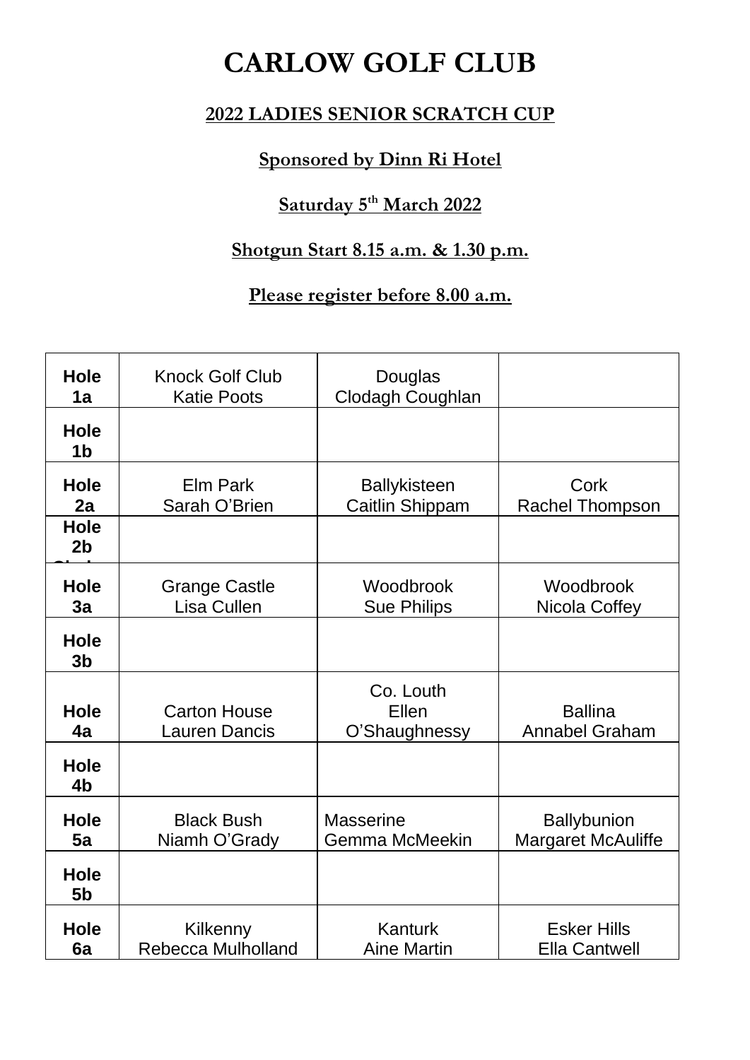# CARLOW GOLF CLUB

## 2022 LADIES SENIOR SCRATCH CUP

### Sponsored by Dinn Ri Hotel

### Saturday 5th March 2022

### Shotgun Start 8.15 a.m. & 1.30 p.m.

### Please register before 8.00 a.m.

| | | | |
|---|---|---|---|
| **Hole 1a** | Knock Golf Club<br>Katie Poots | Douglas<br>Clodagh Coughlan | |
| **Hole 1b** | | | |
| **Hole 2a** | Elm Park<br>Sarah O'Brien | Ballykisteen<br>Caitlin Shippam | Cork<br>Rachel Thompson |
| **Hole 2b** | | | |
| **Hole 3a** | Grange Castle<br>Lisa Cullen | Woodbrook<br>Sue Philips | Woodbrook<br>Nicola Coffey |
| **Hole 3b** | | | |
| **Hole 4a** | Carton House<br>Lauren Dancis | Co. Louth<br>Ellen O'Shaughnessy | Ballina<br>Annabel Graham |
| **Hole 4b** | | | |
| **Hole 5a** | Black Bush<br>Niamh O'Grady | Masserine<br>Gemma McMeekin | Ballybunion<br>Margaret McAuliffe |
| **Hole 5b** | | | |
| **Hole 6a** | Kilkenny<br>Rebecca Mulholland | Kanturk<br>Aine Martin | Esker Hills<br>Ella Cantwell |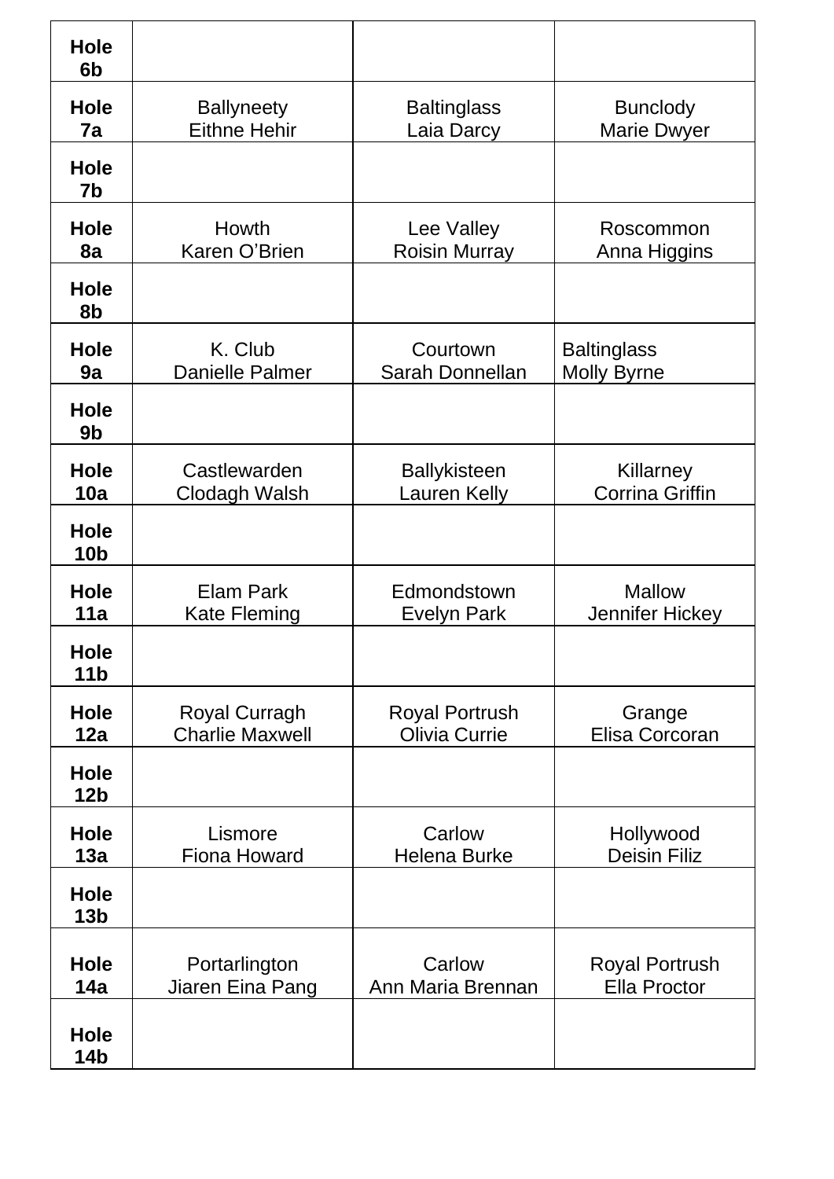| Hole 6b | | | |
|---|---|---|---|
| Hole 7a | Ballyneety Eithne Hehir | Baltinglass Laia Darcy | Bunclody Marie Dwyer |
| Hole 7b | | | |
| Hole 8a | Howth Karen O'Brien | Lee Valley Roisin Murray | Roscommon Anna Higgins |
| Hole 8b | | | |
| Hole 9a | K. Club Danielle Palmer | Courtown Sarah Donnellan | Baltinglass Molly Byrne |
| Hole 9b | | | |
| Hole 10a | Castlewarden Clodagh Walsh | Ballykisteen Lauren Kelly | Killarney Corrina Griffin |
| Hole 10b | | | |
| Hole 11a | Elam Park Kate Fleming | Edmondstown Evelyn Park | Mallow Jennifer Hickey |
| Hole 11b | | | |
| Hole 12a | Royal Curragh Charlie Maxwell | Royal Portrush Olivia Currie | Grange Elisa Corcoran |
| Hole 12b | | | |
| Hole 13a | Lismore Fiona Howard | Carlow Helena Burke | Hollywood Deisin Filiz |
| Hole 13b | | | |
| Hole 14a | Portarlington Jiaren Eina Pang | Carlow Ann Maria Brennan | Royal Portrush Ella Proctor |
| Hole 14b | | | |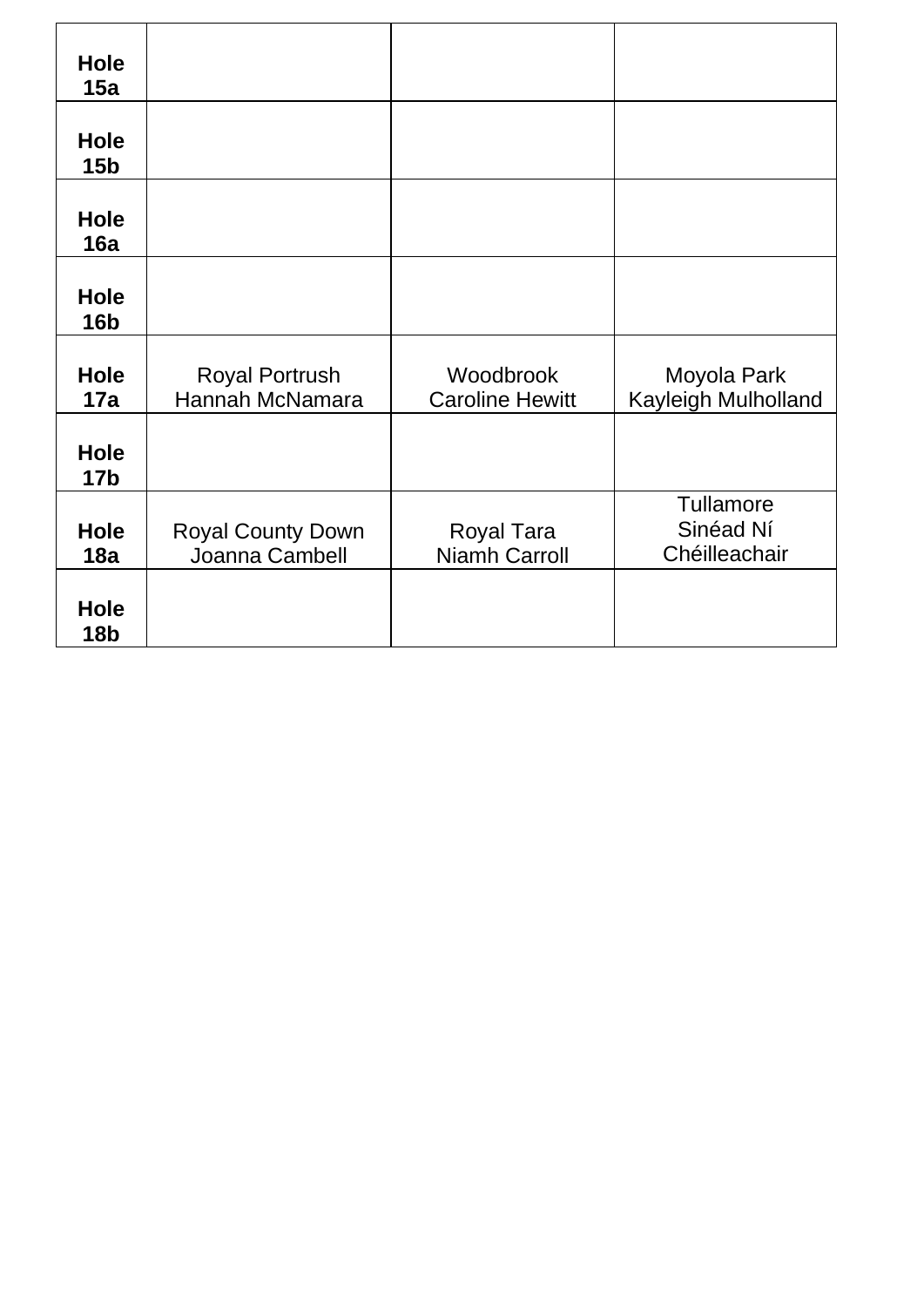| | | | |
|---|---|---|---|
| **Hole 15a** | | | |
| **Hole 15b** | | | |
| **Hole 16a** | | | |
| **Hole 16b** | | | |
| **Hole 17a** | Royal Portrush<br>Hannah McNamara | Woodbrook<br>Caroline Hewitt | Moyola Park<br>Kayleigh Mulholland |
| **Hole 17b** | | | |
| **Hole 18a** | Royal County Down<br>Joanna Cambell | Royal Tara<br>Niamh Carroll | Tullamore<br>Sinéad Ní Chéilleachair |
| **Hole 18b** | | | |